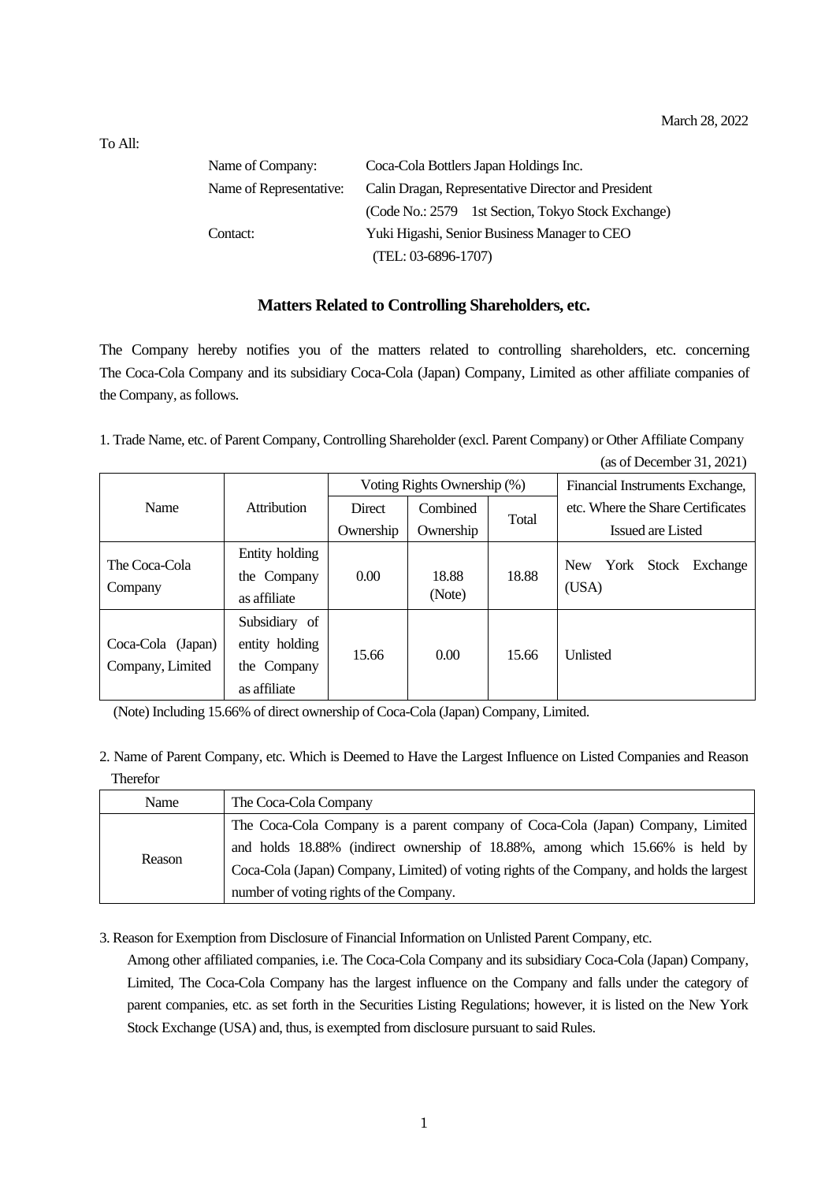March 28, 2022

To All:

Name of Company: Coca-Cola Bottlers Japan Holdings Inc.
Name of Representative: Calin Dragan, Representative Director and President
(Code No.: 2579 1st Section, Tokyo Stock Exchange)
Contact: Yuki Higashi, Senior Business Manager to CEO
(TEL: 03-6896-1707)

## Matters Related to Controlling Shareholders, etc.

The Company hereby notifies you of the matters related to controlling shareholders, etc. concerning The Coca-Cola Company and its subsidiary Coca-Cola (Japan) Company, Limited as other affiliate companies of the Company, as follows.

1. Trade Name, etc. of Parent Company, Controlling Shareholder (excl. Parent Company) or Other Affiliate Company

(as of December 31, 2021)

| Name | Attribution | Voting Rights Ownership (%) | | | Financial Instruments Exchange, etc. Where the Share Certificates Issued are Listed |
|---|---|---|---|---|---|
| | | Direct Ownership | Combined Ownership | Total | |
| The Coca-Cola Company | Entity holding the Company as affiliate | 0.00 | 18.88 (Note) | 18.88 | New York Stock Exchange (USA) |
| Coca-Cola (Japan) Company, Limited | Subsidiary of entity holding the Company as affiliate | 15.66 | 0.00 | 15.66 | Unlisted |

(Note) Including 15.66% of direct ownership of Coca-Cola (Japan) Company, Limited.

2. Name of Parent Company, etc. Which is Deemed to Have the Largest Influence on Listed Companies and Reason Therefor

| Name | The Coca-Cola Company |
|---|---|
| Reason | The Coca-Cola Company is a parent company of Coca-Cola (Japan) Company, Limited and holds 18.88% (indirect ownership of 18.88%, among which 15.66% is held by Coca-Cola (Japan) Company, Limited) of voting rights of the Company, and holds the largest number of voting rights of the Company. |

3. Reason for Exemption from Disclosure of Financial Information on Unlisted Parent Company, etc.

Among other affiliated companies, i.e. The Coca-Cola Company and its subsidiary Coca-Cola (Japan) Company, Limited, The Coca-Cola Company has the largest influence on the Company and falls under the category of parent companies, etc. as set forth in the Securities Listing Regulations; however, it is listed on the New York Stock Exchange (USA) and, thus, is exempted from disclosure pursuant to said Rules.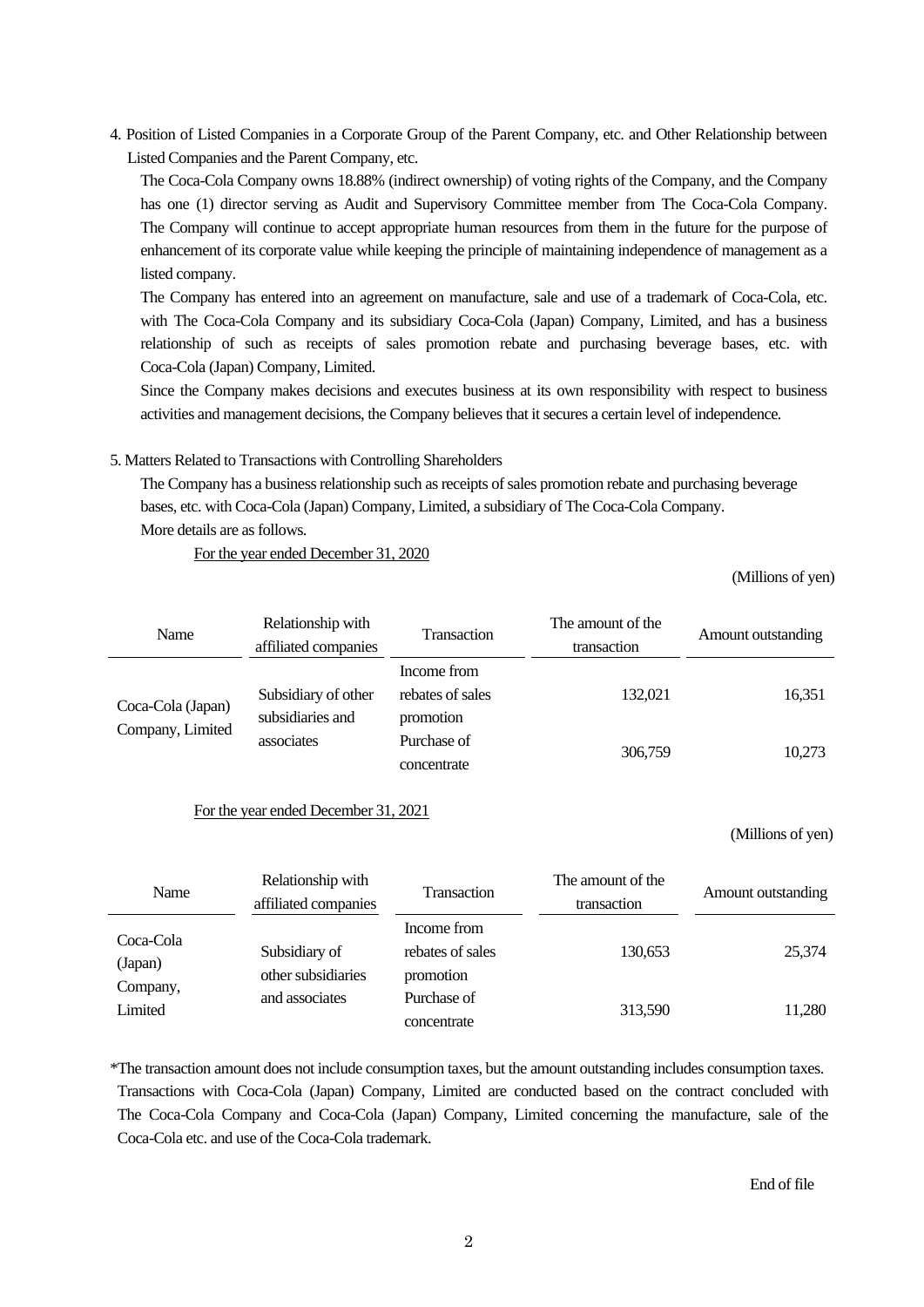4. Position of Listed Companies in a Corporate Group of the Parent Company, etc. and Other Relationship between Listed Companies and the Parent Company, etc.

The Coca-Cola Company owns 18.88% (indirect ownership) of voting rights of the Company, and the Company has one (1) director serving as Audit and Supervisory Committee member from The Coca-Cola Company. The Company will continue to accept appropriate human resources from them in the future for the purpose of enhancement of its corporate value while keeping the principle of maintaining independence of management as a listed company.

The Company has entered into an agreement on manufacture, sale and use of a trademark of Coca-Cola, etc. with The Coca-Cola Company and its subsidiary Coca-Cola (Japan) Company, Limited, and has a business relationship of such as receipts of sales promotion rebate and purchasing beverage bases, etc. with Coca-Cola (Japan) Company, Limited.

Since the Company makes decisions and executes business at its own responsibility with respect to business activities and management decisions, the Company believes that it secures a certain level of independence.

5. Matters Related to Transactions with Controlling Shareholders

The Company has a business relationship such as receipts of sales promotion rebate and purchasing beverage bases, etc. with Coca-Cola (Japan) Company, Limited, a subsidiary of The Coca-Cola Company.
More details are as follows.

For the year ended December 31, 2020

(Millions of yen)

| Name | Relationship with affiliated companies | Transaction | The amount of the transaction | Amount outstanding |
|---|---|---|---|---|
| Coca-Cola (Japan) Company, Limited | Subsidiary of other subsidiaries and associates | Income from rebates of sales promotion | 132,021 | 16,351 |
| | | Purchase of concentrate | 306,759 | 10,273 |

For the year ended December 31, 2021

(Millions of yen)

| Name | Relationship with affiliated companies | Transaction | The amount of the transaction | Amount outstanding |
|---|---|---|---|---|
| Coca-Cola (Japan) Company, Limited | Subsidiary of other subsidiaries and associates | Income from rebates of sales promotion | 130,653 | 25,374 |
| | | Purchase of concentrate | 313,590 | 11,280 |

*The transaction amount does not include consumption taxes, but the amount outstanding includes consumption taxes.
Transactions with Coca-Cola (Japan) Company, Limited are conducted based on the contract concluded with The Coca-Cola Company and Coca-Cola (Japan) Company, Limited concerning the manufacture, sale of the Coca-Cola etc. and use of the Coca-Cola trademark.

End of file